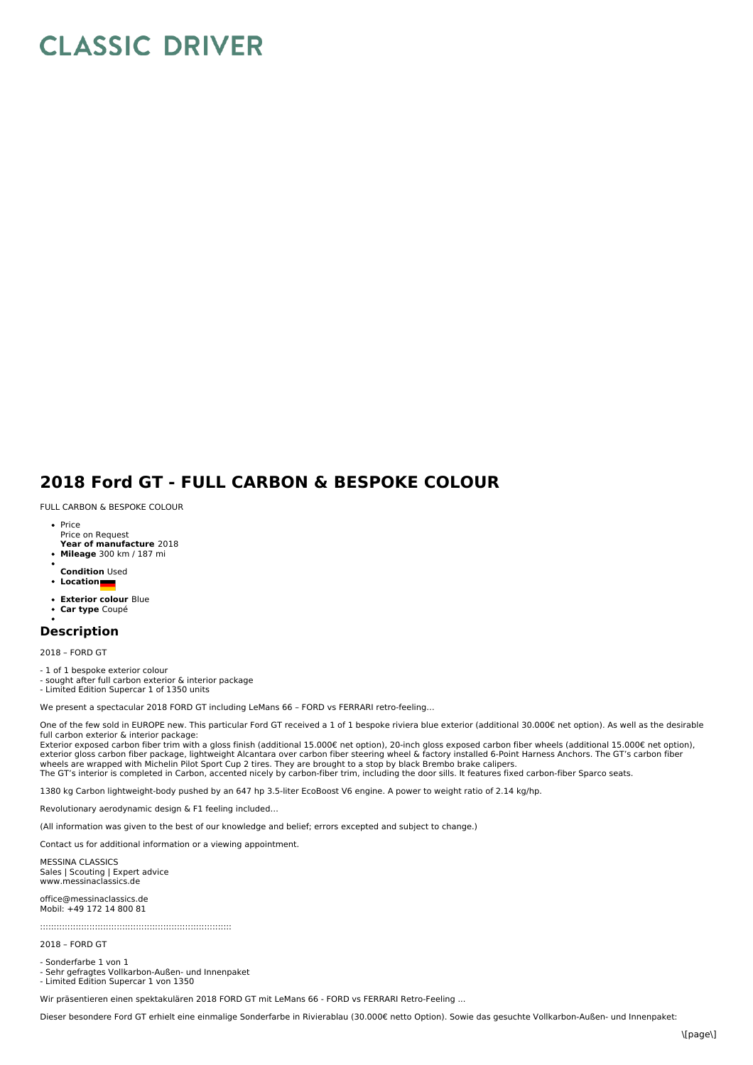# CLASSIC DRIVER

## 2018 Ford GT - FULL CARBON & BESPOKE COLOUR

FULL CARBON & BESPOKE COLOUR

- Price
  Price on Request
- **Year of manufacture** 2018
- **Mileage** 300 km / 187 mi
- **Condition** Used
- **Location**
- **Exterior colour** Blue
- **Car type** Coupé

## Description

2018 – FORD GT

- 1 of 1 bespoke exterior colour
- sought after full carbon exterior & interior package
- Limited Edition Supercar 1 of 1350 units

We present a spectacular 2018 FORD GT including LeMans 66 – FORD vs FERRARI retro-feeling…

One of the few sold in EUROPE new. This particular Ford GT received a 1 of 1 bespoke riviera blue exterior (additional 30.000€ net option). As well as the desirable full carbon exterior & interior package:
Exterior exposed carbon fiber trim with a gloss finish (additional 15.000€ net option), 20-inch gloss exposed carbon fiber wheels (additional 15.000€ net option), exterior gloss carbon fiber package, lightweight Alcantara over carbon fiber steering wheel & factory installed 6-Point Harness Anchors. The GT's carbon fiber wheels are wrapped with Michelin Pilot Sport Cup 2 tires. They are brought to a stop by black Brembo brake calipers.
The GT's interior is completed in Carbon, accented nicely by carbon-fiber trim, including the door sills. It features fixed carbon-fiber Sparco seats.

1380 kg Carbon lightweight-body pushed by an 647 hp 3.5-liter EcoBoost V6 engine. A power to weight ratio of 2.14 kg/hp.

Revolutionary aerodynamic design & F1 feeling included…

(All information was given to the best of our knowledge and belief; errors excepted and subject to change.)

Contact us for additional information or a viewing appointment.

MESSINA CLASSICS
Sales | Scouting | Expert advice
www.messinaclassics.de

office@messinaclassics.de
Mobil: +49 172 14 800 81

::::::::::::::::::::::::::::::::::::::::::::::::::::::::::::::::::::::::

2018 – FORD GT

- Sonderfarbe 1 von 1
- Sehr gefragtes Vollkarbon-Außen- und Innenpaket
- Limited Edition Supercar 1 von 1350

Wir präsentieren einen spektakulären 2018 FORD GT mit LeMans 66 - FORD vs FERRARI Retro-Feeling ...

Dieser besondere Ford GT erhielt eine einmalige Sonderfarbe in Rivierablau (30.000€ netto Option). Sowie das gesuchte Vollkarbon-Außen- und Innenpaket: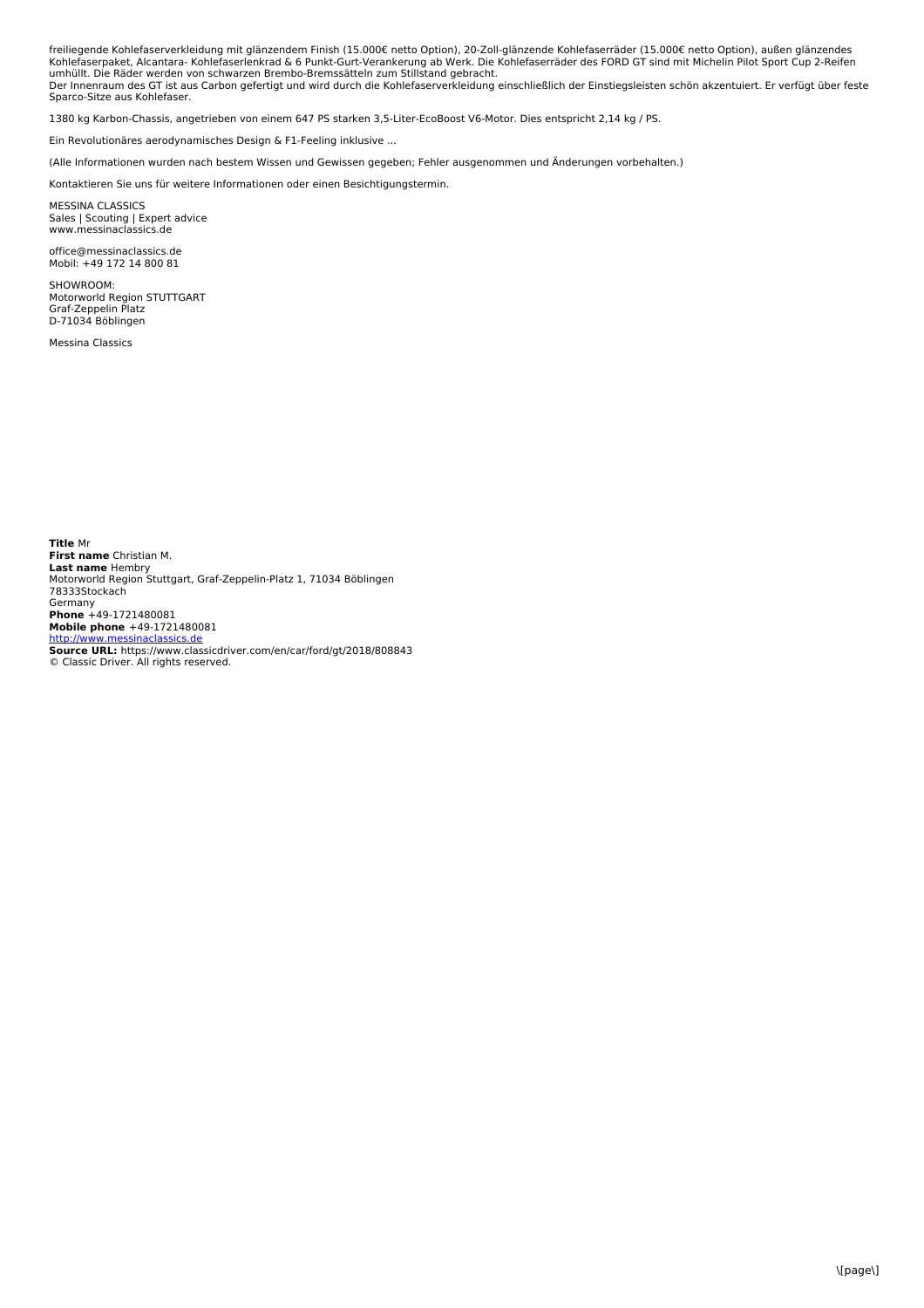freiliegende Kohlefaserverkleidung mit glänzendem Finish (15.000€ netto Option), 20-Zoll-glänzende Kohlefaserräder (15.000€ netto Option), außen glänzendes Kohlefaserpaket, Alcantara- Kohlefaserlenkrad & 6 Punkt-Gurt-Verankerung ab Werk. Die Kohlefaserräder des FORD GT sind mit Michelin Pilot Sport Cup 2-Reifen umhüllt. Die Räder werden von schwarzen Brembo-Bremssätteln zum Stillstand gebracht.
Der Innenraum des GT ist aus Carbon gefertigt und wird durch die Kohlefaserverkleidung einschließlich der Einstiegsleisten schön akzentuiert. Er verfügt über feste Sparco-Sitze aus Kohlefaser.

1380 kg Karbon-Chassis, angetrieben von einem 647 PS starken 3,5-Liter-EcoBoost V6-Motor. Dies entspricht 2,14 kg / PS.

Ein Revolutionäres aerodynamisches Design & F1-Feeling inklusive ...

(Alle Informationen wurden nach bestem Wissen und Gewissen gegeben; Fehler ausgenommen und Änderungen vorbehalten.)

Kontaktieren Sie uns für weitere Informationen oder einen Besichtigungstermin.

MESSINA CLASSICS
Sales | Scouting | Expert advice
www.messinaclassics.de

office@messinaclassics.de
Mobil: +49 172 14 800 81

SHOWROOM:
Motorworld Region STUTTGART
Graf-Zeppelin Platz
D-71034 Böblingen

Messina Classics

**Title** Mr
**First name** Christian M.
**Last name** Hembry
Motorworld Region Stuttgart, Graf-Zeppelin-Platz 1, 71034 Böblingen
78333Stockach
Germany
**Phone** +49-1721480081
**Mobile phone** +49-1721480081
http://www.messinaclassics.de
**Source URL:** https://www.classicdriver.com/en/car/ford/gt/2018/808843
© Classic Driver. All rights reserved.